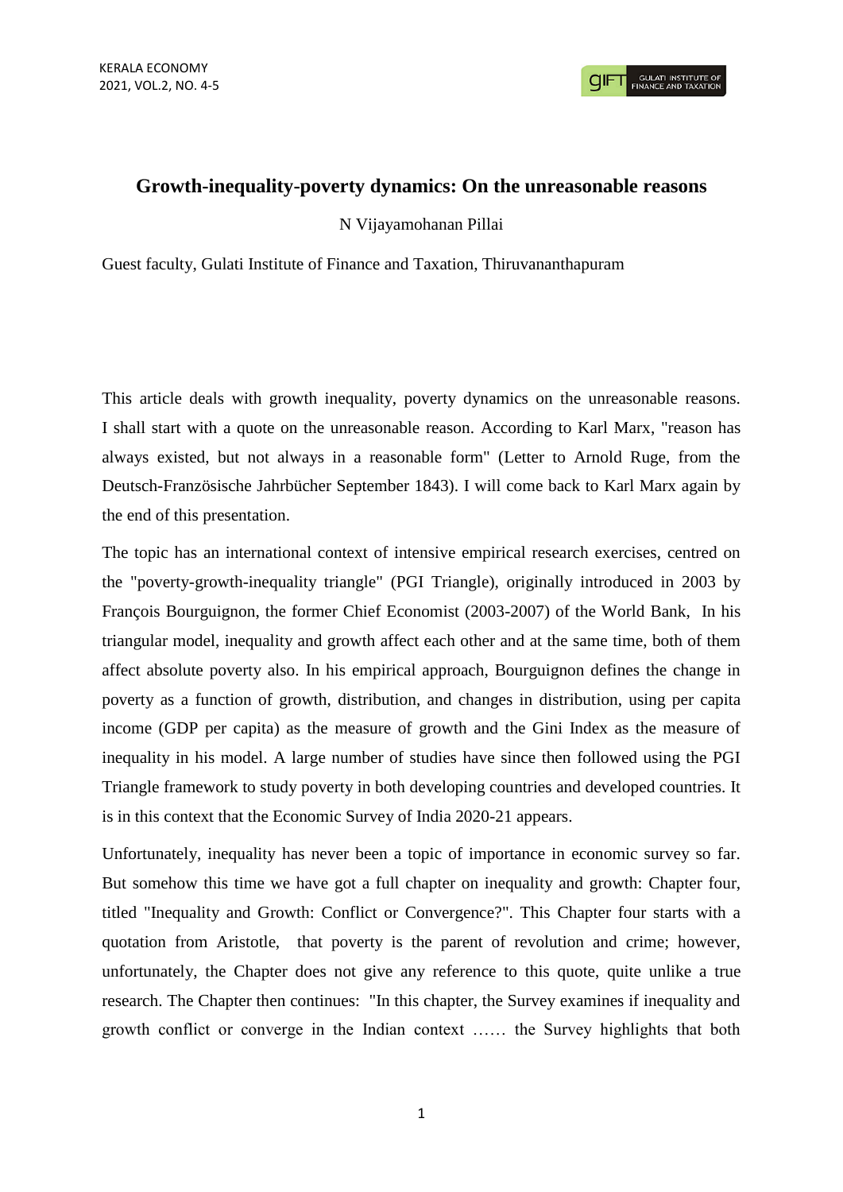# Growth-inequality-poverty dynamics: On the unreasonable reasons

N Vijayamohanan Pillai

Guest faculty, Gulati Institute of Finance and Taxation, Thiruvananthapuram

This article deals with growth inequality, poverty dynamics on the unreasonable reasons. I shall start with a quote on the unreasonable reason. According to Karl Marx, "reason has always existed, but not always in a reasonable form" (Letter to Arnold Ruge, from the Deutsch-Französische Jahrbücher September 1843). I will come back to Karl Marx again by the end of this presentation.

The topic has an international context of intensive empirical research exercises, centred on the "poverty-growth-inequality triangle" (PGI Triangle), originally introduced in 2003 by François Bourguignon, the former Chief Economist (2003-2007) of the World Bank, In his triangular model, inequality and growth affect each other and at the same time, both of them affect absolute poverty also. In his empirical approach, Bourguignon defines the change in poverty as a function of growth, distribution, and changes in distribution, using per capita income (GDP per capita) as the measure of growth and the Gini Index as the measure of inequality in his model. A large number of studies have since then followed using the PGI Triangle framework to study poverty in both developing countries and developed countries. It is in this context that the Economic Survey of India 2020-21 appears.

Unfortunately, inequality has never been a topic of importance in economic survey so far. But somehow this time we have got a full chapter on inequality and growth: Chapter four, titled "Inequality and Growth: Conflict or Convergence?". This Chapter four starts with a quotation from Aristotle, that poverty is the parent of revolution and crime; however, unfortunately, the Chapter does not give any reference to this quote, quite unlike a true research. The Chapter then continues: "In this chapter, the Survey examines if inequality and growth conflict or converge in the Indian context …… the Survey highlights that both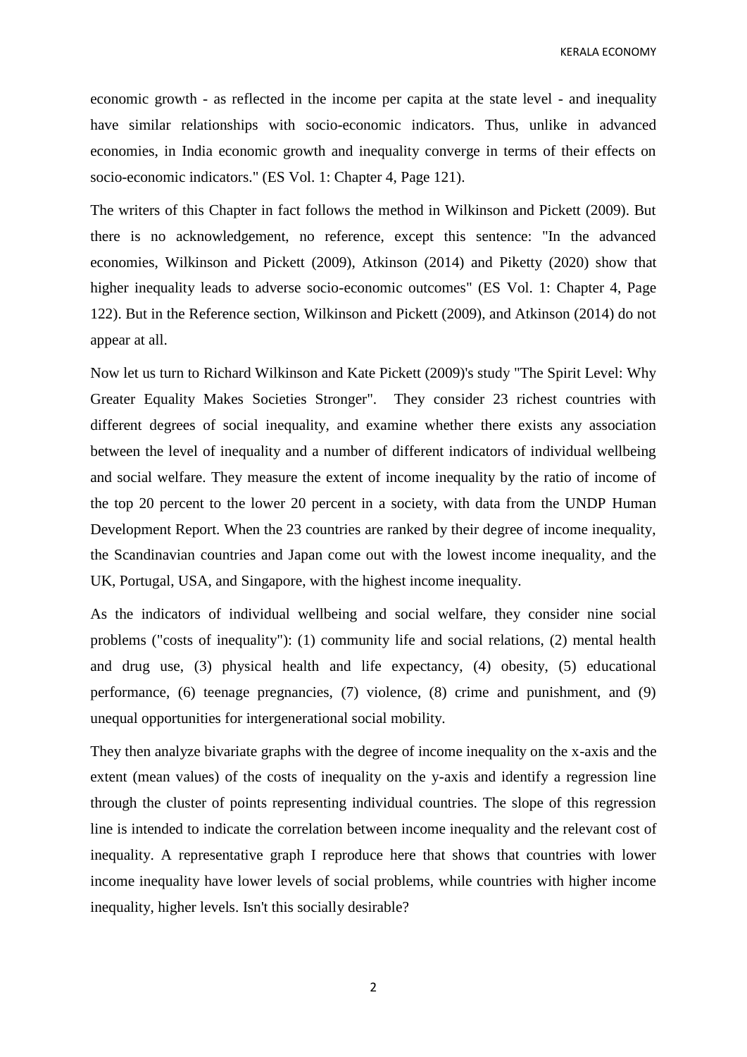economic growth - as reflected in the income per capita at the state level - and inequality have similar relationships with socio-economic indicators. Thus, unlike in advanced economies, in India economic growth and inequality converge in terms of their effects on socio-economic indicators." (ES Vol. 1: Chapter 4, Page 121).

The writers of this Chapter in fact follows the method in Wilkinson and Pickett (2009). But there is no acknowledgement, no reference, except this sentence: "In the advanced economies, Wilkinson and Pickett (2009), Atkinson (2014) and Piketty (2020) show that higher inequality leads to adverse socio-economic outcomes" (ES Vol. 1: Chapter 4, Page 122). But in the Reference section, Wilkinson and Pickett (2009), and Atkinson (2014) do not appear at all.

Now let us turn to Richard Wilkinson and Kate Pickett (2009)'s study "The Spirit Level: Why Greater Equality Makes Societies Stronger". They consider 23 richest countries with different degrees of social inequality, and examine whether there exists any association between the level of inequality and a number of different indicators of individual wellbeing and social welfare. They measure the extent of income inequality by the ratio of income of the top 20 percent to the lower 20 percent in a society, with data from the UNDP Human Development Report. When the 23 countries are ranked by their degree of income inequality, the Scandinavian countries and Japan come out with the lowest income inequality, and the UK, Portugal, USA, and Singapore, with the highest income inequality.

As the indicators of individual wellbeing and social welfare, they consider nine social problems ("costs of inequality"): (1) community life and social relations, (2) mental health and drug use, (3) physical health and life expectancy, (4) obesity, (5) educational performance, (6) teenage pregnancies, (7) violence, (8) crime and punishment, and (9) unequal opportunities for intergenerational social mobility.

They then analyze bivariate graphs with the degree of income inequality on the x-axis and the extent (mean values) of the costs of inequality on the y-axis and identify a regression line through the cluster of points representing individual countries. The slope of this regression line is intended to indicate the correlation between income inequality and the relevant cost of inequality. A representative graph I reproduce here that shows that countries with lower income inequality have lower levels of social problems, while countries with higher income inequality, higher levels. Isn't this socially desirable?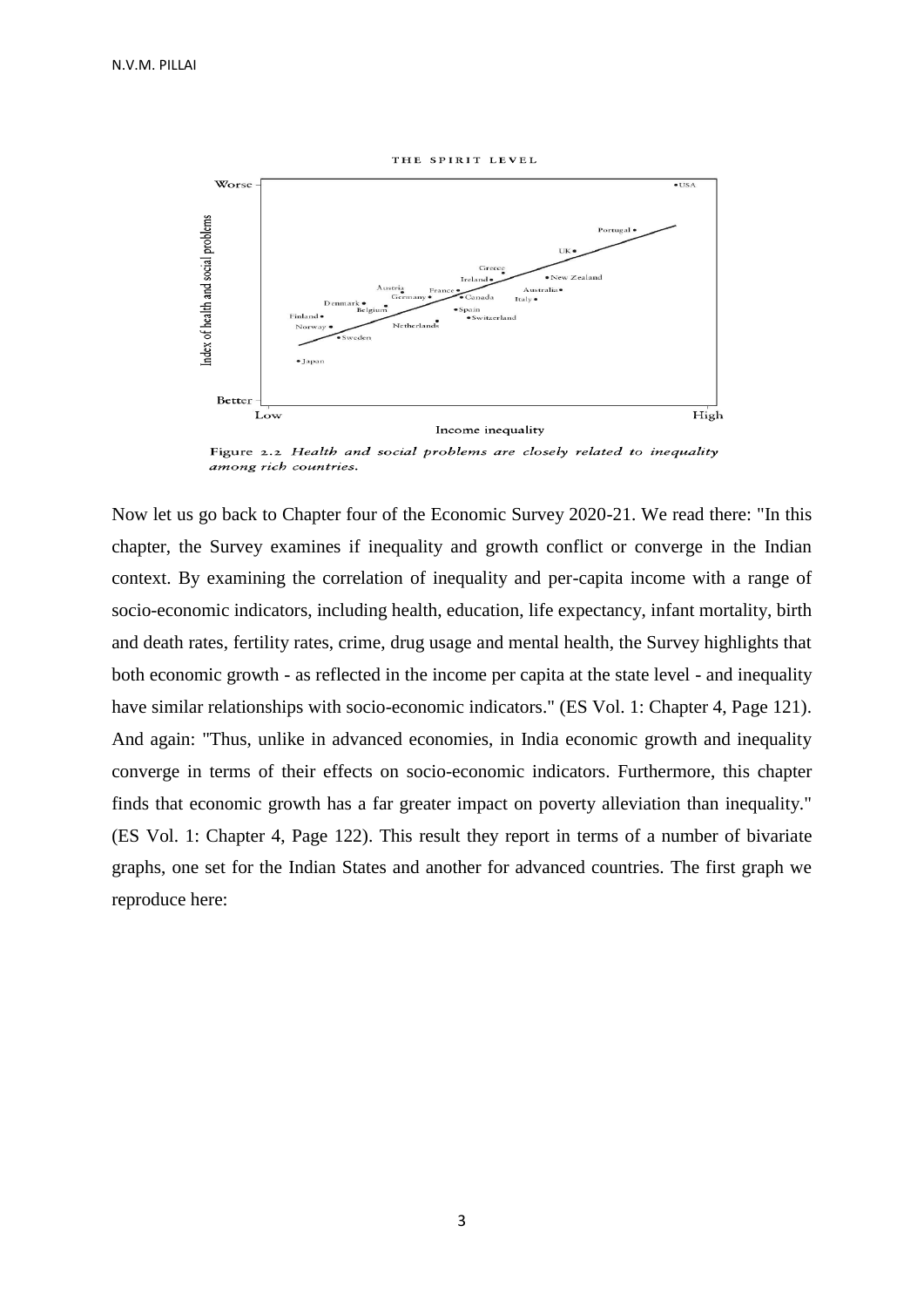Figure 2.2 *Health and social problems are closely related to inequality among rich countries.*

Now let us go back to Chapter four of the Economic Survey 2020-21. We read there: "In this chapter, the Survey examines if inequality and growth conflict or converge in the Indian context. By examining the correlation of inequality and per-capita income with a range of socio-economic indicators, including health, education, life expectancy, infant mortality, birth and death rates, fertility rates, crime, drug usage and mental health, the Survey highlights that both economic growth - as reflected in the income per capita at the state level - and inequality have similar relationships with socio-economic indicators." (ES Vol. 1: Chapter 4, Page 121). And again: "Thus, unlike in advanced economies, in India economic growth and inequality converge in terms of their effects on socio-economic indicators. Furthermore, this chapter finds that economic growth has a far greater impact on poverty alleviation than inequality." (ES Vol. 1: Chapter 4, Page 122). This result they report in terms of a number of bivariate graphs, one set for the Indian States and another for advanced countries. The first graph we reproduce here: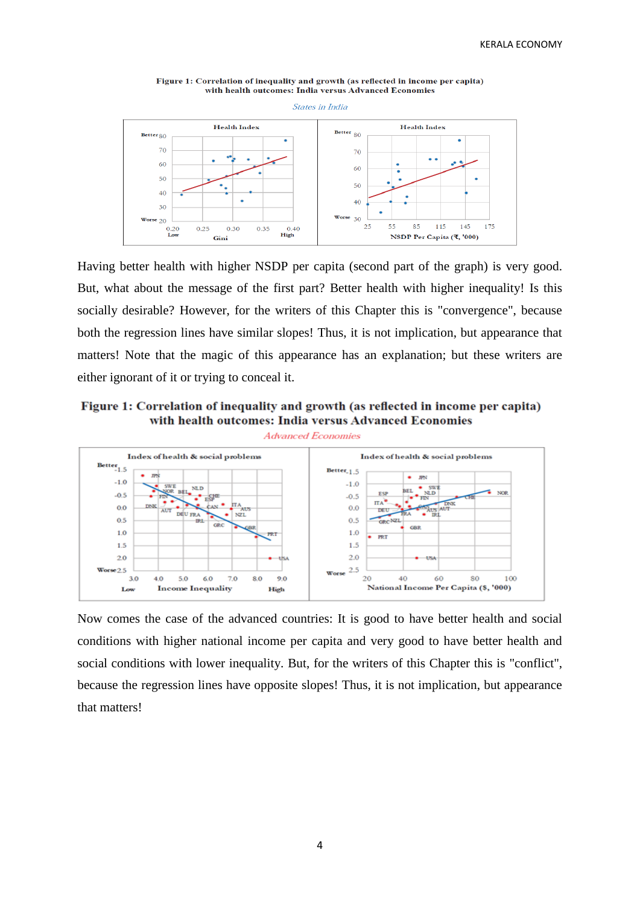**Figure 1: Correlation of inequality and growth (as reflected in income per capita) with health outcomes: India versus Advanced Economies**

*States in India*

Health Index

Better 80, 70, 60, 50, 40, 30, Worse 20

0.20 Low, 0.25, 0.30, 0.35, 0.40 High

Gini

Health Index

Better 80, 70, 60, 50, 40, Worse 30

25, 55, 85, 115, 145, 175

NSDP Per Capita (₹, '000)

Having better health with higher NSDP per capita (second part of the graph) is very good. But, what about the message of the first part? Better health with higher inequality! Is this socially desirable? However, for the writers of this Chapter this is "convergence", because both the regression lines have similar slopes! Thus, it is not implication, but appearance that matters! Note that the magic of this appearance has an explanation; but these writers are either ignorant of it or trying to conceal it.

**Figure 1: Correlation of inequality and growth (as reflected in income per capita) with health outcomes: India versus Advanced Economies**

*Advanced Economies*

Index of health & social problems

Better -1.5, -1.0, -0.5, 0.0, 0.5, 1.0, 1.5, 2.0, Worse 2.5

3.0 Low, 4.0, 5.0, 6.0, 7.0, 8.0, 9.0 High

Income Inequality

Index of health & social problems

Better -1.5, -1.0, -0.5, 0.0, 0.5, 1.0, 1.5, 2.0, Worse 2.5

20, 40, 60, 80, 100

National Income Per Capita ($, '000)

Now comes the case of the advanced countries: It is good to have better health and social conditions with higher national income per capita and very good to have better health and social conditions with lower inequality. But, for the writers of this Chapter this is "conflict", because the regression lines have opposite slopes! Thus, it is not implication, but appearance that matters!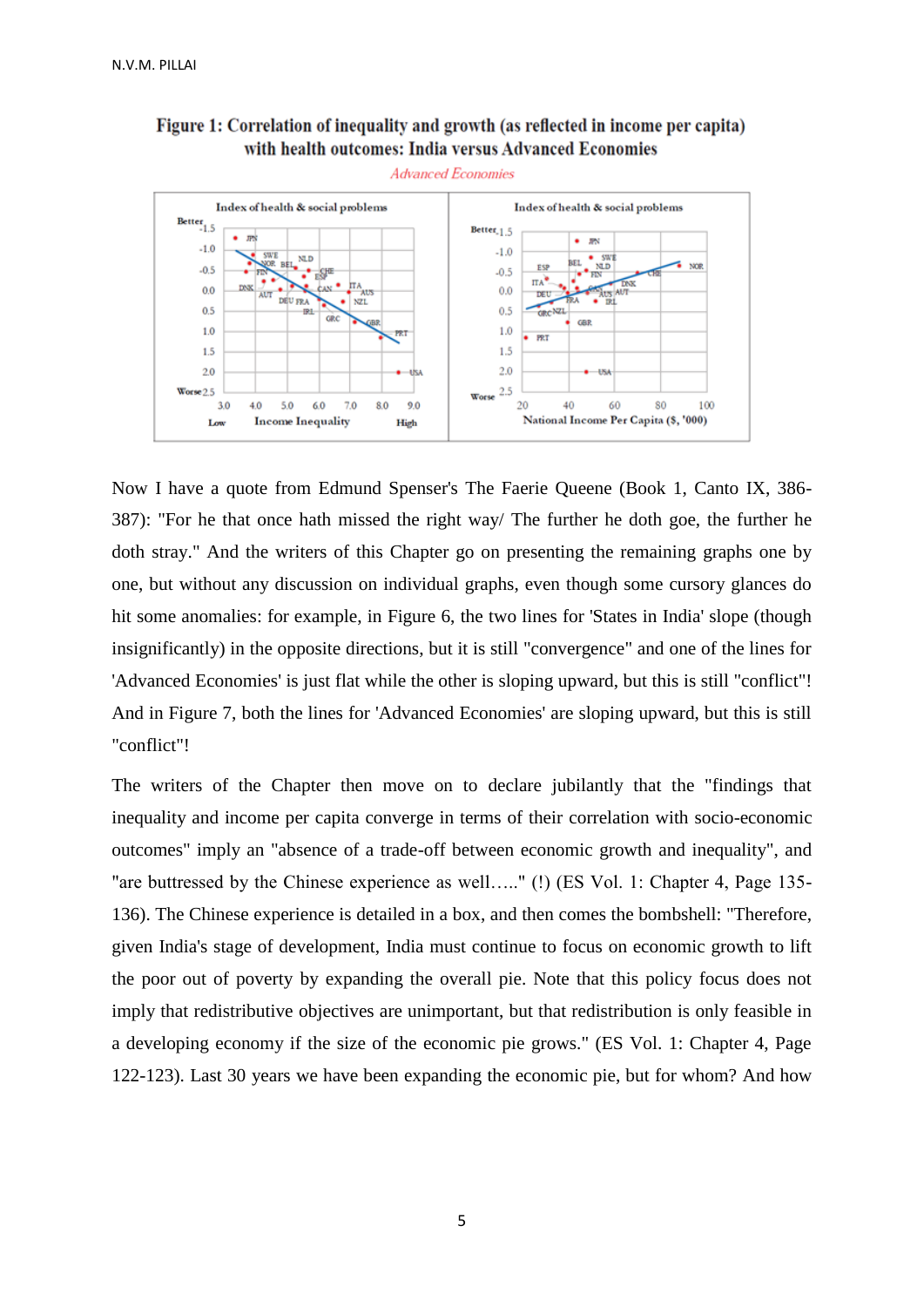**Figure 1: Correlation of inequality and growth (as reflected in income per capita) with health outcomes: India versus Advanced Economies**

*Advanced Economies*

Now I have a quote from Edmund Spenser's The Faerie Queene (Book 1, Canto IX, 386-387): "For he that once hath missed the right way/ The further he doth goe, the further he doth stray." And the writers of this Chapter go on presenting the remaining graphs one by one, but without any discussion on individual graphs, even though some cursory glances do hit some anomalies: for example, in Figure 6, the two lines for 'States in India' slope (though insignificantly) in the opposite directions, but it is still "convergence" and one of the lines for 'Advanced Economies' is just flat while the other is sloping upward, but this is still "conflict"! And in Figure 7, both the lines for 'Advanced Economies' are sloping upward, but this is still "conflict"!

The writers of the Chapter then move on to declare jubilantly that the "findings that inequality and income per capita converge in terms of their correlation with socio-economic outcomes" imply an "absence of a trade-off between economic growth and inequality", and "are buttressed by the Chinese experience as well….." (!) (ES Vol. 1: Chapter 4, Page 135-136). The Chinese experience is detailed in a box, and then comes the bombshell: "Therefore, given India's stage of development, India must continue to focus on economic growth to lift the poor out of poverty by expanding the overall pie. Note that this policy focus does not imply that redistributive objectives are unimportant, but that redistribution is only feasible in a developing economy if the size of the economic pie grows." (ES Vol. 1: Chapter 4, Page 122-123). Last 30 years we have been expanding the economic pie, but for whom? And how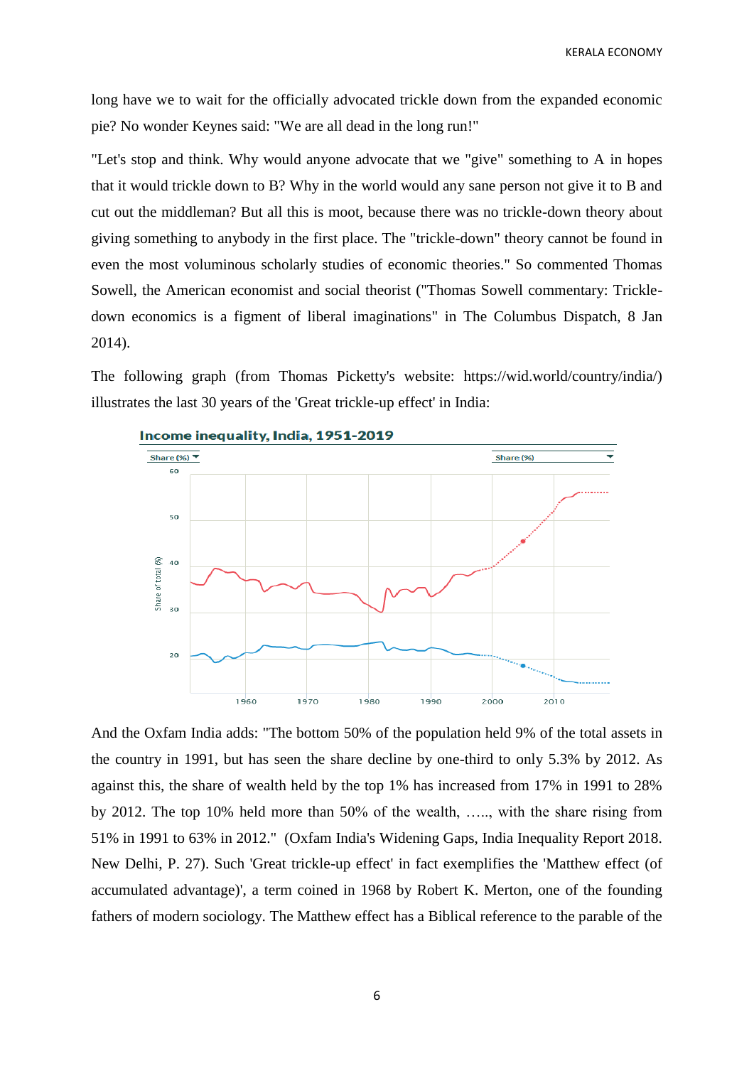long have we to wait for the officially advocated trickle down from the expanded economic pie? No wonder Keynes said: "We are all dead in the long run!"

"Let's stop and think. Why would anyone advocate that we "give" something to A in hopes that it would trickle down to B? Why in the world would any sane person not give it to B and cut out the middleman? But all this is moot, because there was no trickle-down theory about giving something to anybody in the first place. The "trickle-down" theory cannot be found in even the most voluminous scholarly studies of economic theories." So commented Thomas Sowell, the American economist and social theorist ("Thomas Sowell commentary: Trickle-down economics is a figment of liberal imaginations" in The Columbus Dispatch, 8 Jan 2014).

The following graph (from Thomas Picketty's website: https://wid.world/country/india/) illustrates the last 30 years of the 'Great trickle-up effect' in India:

**Income inequality, India, 1951-2019**

And the Oxfam India adds: "The bottom 50% of the population held 9% of the total assets in the country in 1991, but has seen the share decline by one-third to only 5.3% by 2012. As against this, the share of wealth held by the top 1% has increased from 17% in 1991 to 28% by 2012. The top 10% held more than 50% of the wealth, ….., with the share rising from 51% in 1991 to 63% in 2012." (Oxfam India's Widening Gaps, India Inequality Report 2018. New Delhi, P. 27). Such 'Great trickle-up effect' in fact exemplifies the 'Matthew effect (of accumulated advantage)', a term coined in 1968 by Robert K. Merton, one of the founding fathers of modern sociology. The Matthew effect has a Biblical reference to the parable of the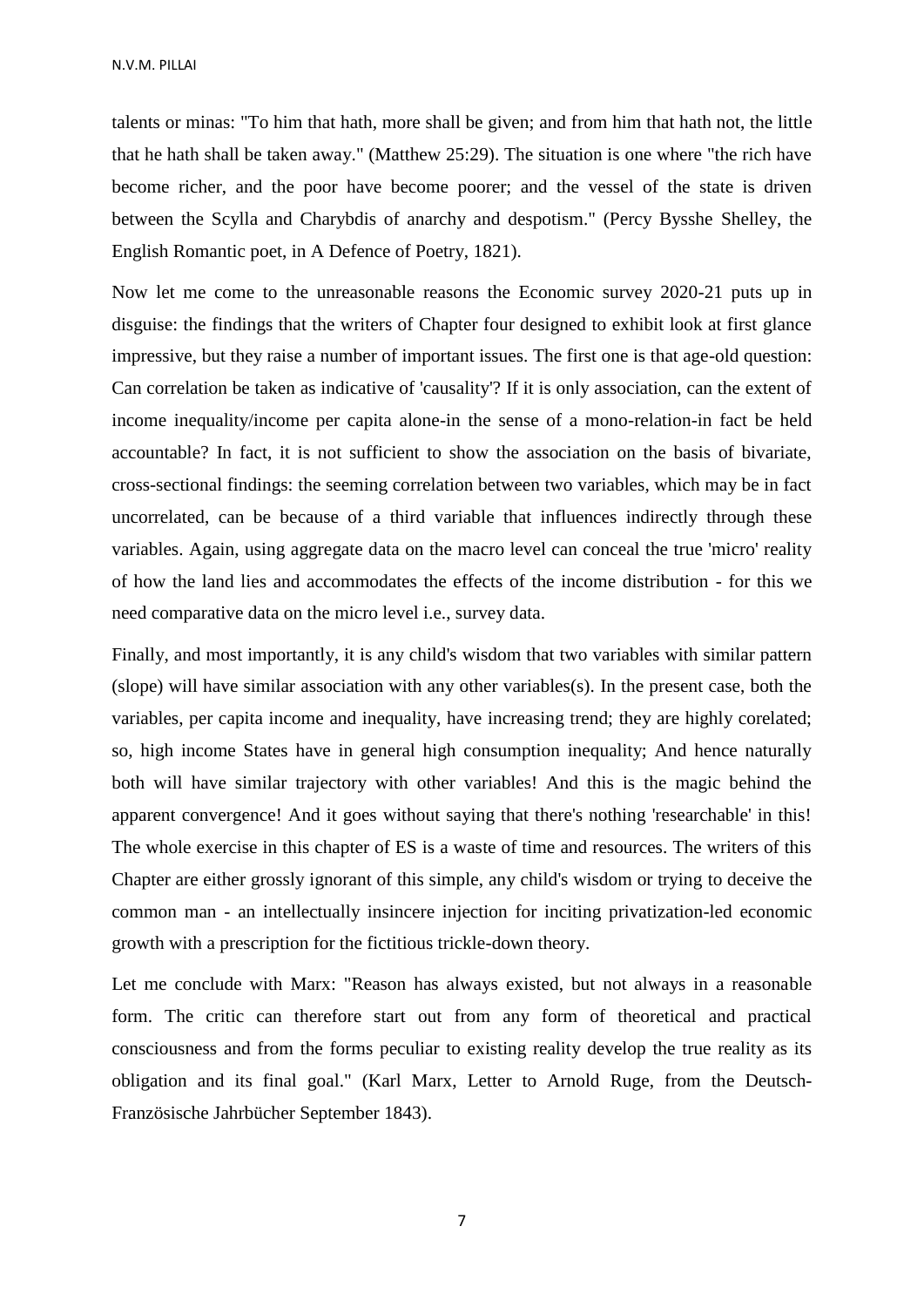talents or minas: "To him that hath, more shall be given; and from him that hath not, the little that he hath shall be taken away." (Matthew 25:29). The situation is one where "the rich have become richer, and the poor have become poorer; and the vessel of the state is driven between the Scylla and Charybdis of anarchy and despotism." (Percy Bysshe Shelley, the English Romantic poet, in A Defence of Poetry, 1821).

Now let me come to the unreasonable reasons the Economic survey 2020-21 puts up in disguise: the findings that the writers of Chapter four designed to exhibit look at first glance impressive, but they raise a number of important issues. The first one is that age-old question: Can correlation be taken as indicative of 'causality'? If it is only association, can the extent of income inequality/income per capita alone-in the sense of a mono-relation-in fact be held accountable? In fact, it is not sufficient to show the association on the basis of bivariate, cross-sectional findings: the seeming correlation between two variables, which may be in fact uncorrelated, can be because of a third variable that influences indirectly through these variables. Again, using aggregate data on the macro level can conceal the true 'micro' reality of how the land lies and accommodates the effects of the income distribution - for this we need comparative data on the micro level i.e., survey data.

Finally, and most importantly, it is any child's wisdom that two variables with similar pattern (slope) will have similar association with any other variables(s). In the present case, both the variables, per capita income and inequality, have increasing trend; they are highly corelated; so, high income States have in general high consumption inequality; And hence naturally both will have similar trajectory with other variables! And this is the magic behind the apparent convergence! And it goes without saying that there's nothing 'researchable' in this! The whole exercise in this chapter of ES is a waste of time and resources. The writers of this Chapter are either grossly ignorant of this simple, any child's wisdom or trying to deceive the common man - an intellectually insincere injection for inciting privatization-led economic growth with a prescription for the fictitious trickle-down theory.

Let me conclude with Marx: "Reason has always existed, but not always in a reasonable form. The critic can therefore start out from any form of theoretical and practical consciousness and from the forms peculiar to existing reality develop the true reality as its obligation and its final goal." (Karl Marx, Letter to Arnold Ruge, from the Deutsch-Französische Jahrbücher September 1843).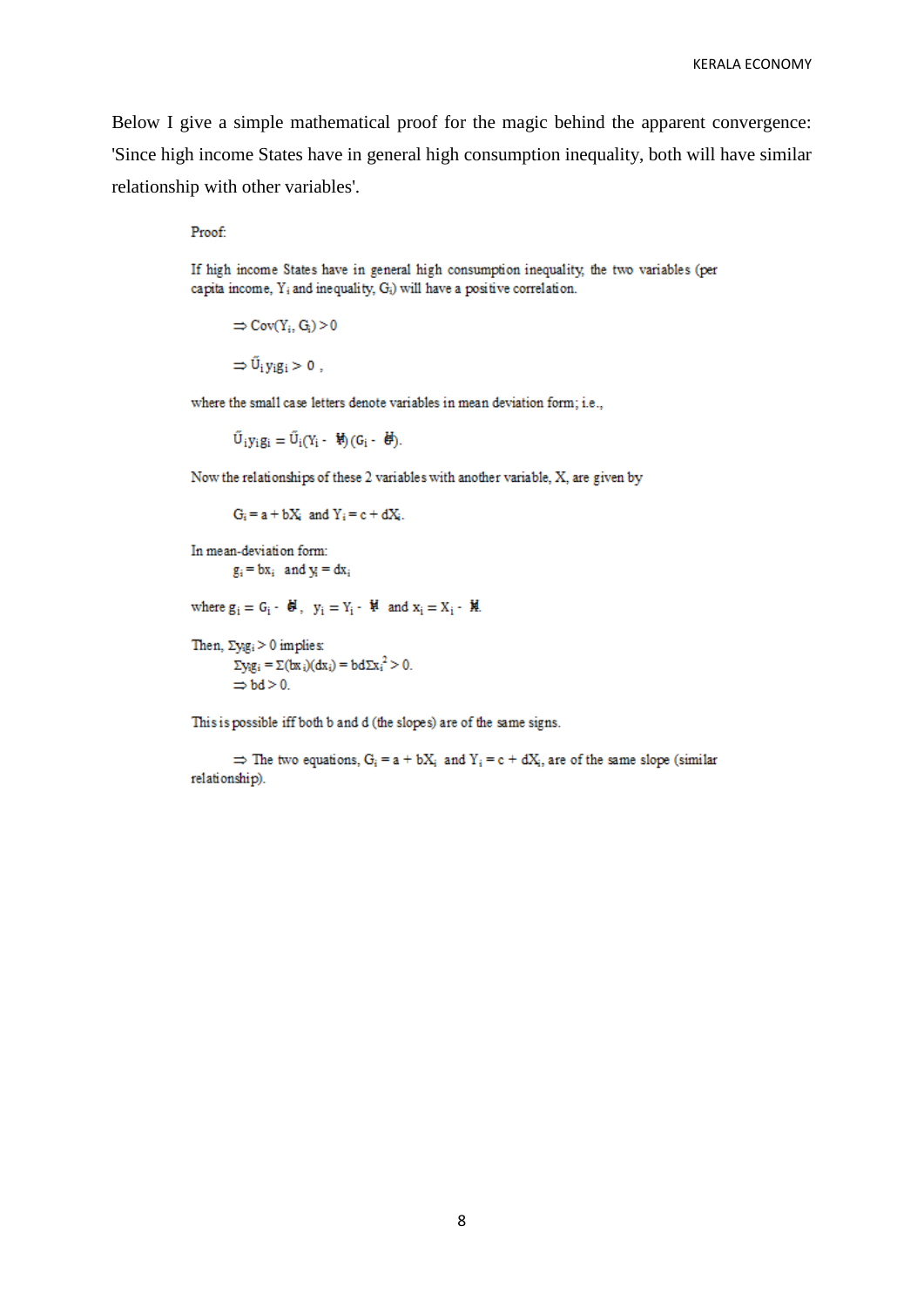Below I give a simple mathematical proof for the magic behind the apparent convergence: 'Since high income States have in general high consumption inequality, both will have similar relationship with other variables'.

Proof:

If high income States have in general high consumption inequality, the two variables (per capita income, $Y_i$ and inequality, $G_i$) will have a positive correlation.

$$\Rightarrow \text{Cov}(Y_i, G_i) > 0$$

$$\Rightarrow \Sigma_i y_i g_i > 0 \text{ ,}$$

where the small case letters denote variables in mean deviation form; i.e.,

$$\Sigma_i y_i g_i = \Sigma_i (Y_i - \bar{Y})(G_i - \bar{G}).$$

Now the relationships of these 2 variables with another variable, X, are given by

$$G_i = a + bX_i \text{ and } Y_i = c + dX_i.$$

In mean-deviation form:

$$g_i = bx_i \text{ and } y_i = dx_i$$

where $g_i = G_i - \bar{G}$, $y_i = Y_i - \bar{Y}$ and $x_i = X_i - \bar{X}$.

Then, $\Sigma y_i g_i > 0$ implies:

$$\Sigma y_i g_i = \Sigma (bx_i)(dx_i) = bd\Sigma x_i^2 > 0.$$

$$\Rightarrow bd > 0.$$

This is possible iff both b and d (the slopes) are of the same signs.

$\Rightarrow$ The two equations, $G_i = a + bX_i$ and $Y_i = c + dX_i$, are of the same slope (similar relationship).